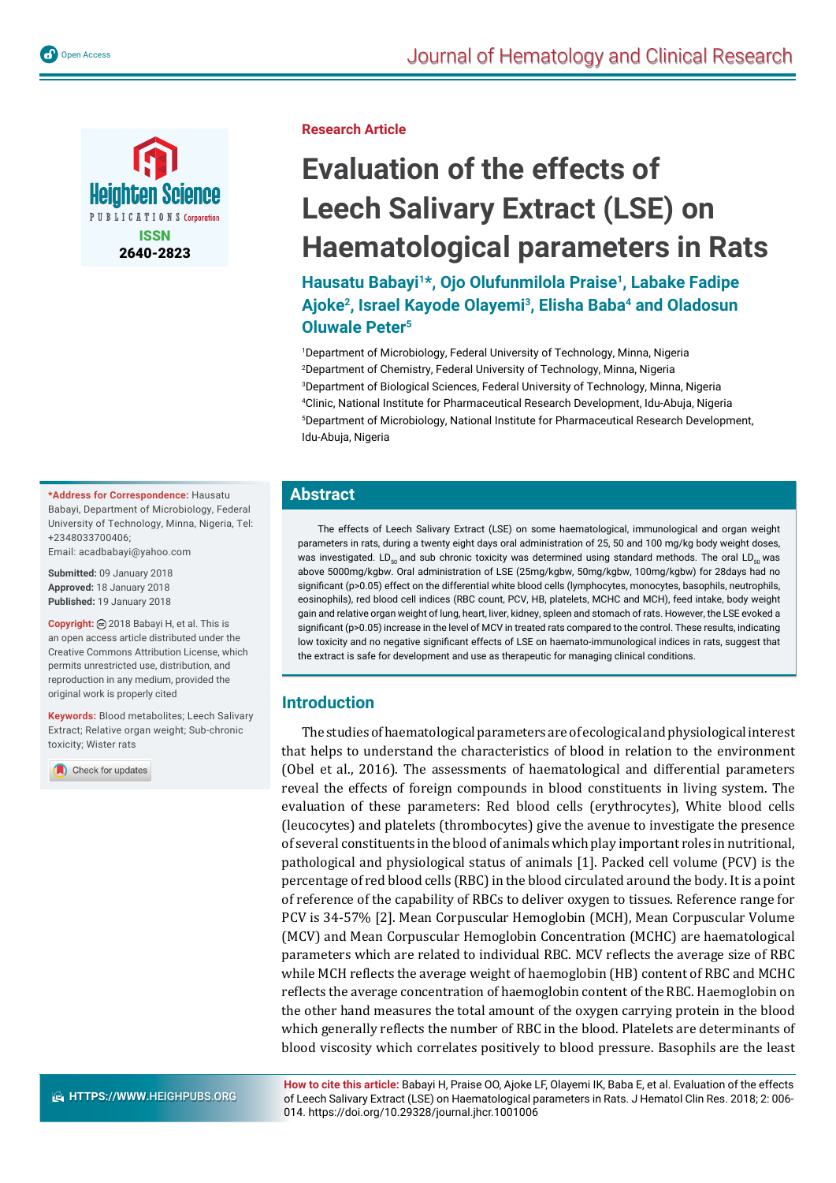Research Article

# Evaluation of the effects of Leech Salivary Extract (LSE) on Haematological parameters in Rats

**Hausatu Babayi[1]*, Ojo Olufunmilola Praise[1], Labake Fadipe Ajoke[2], Israel Kayode Olayemi[3], Elisha Baba[4] and Oladosun Oluwale Peter[5]**

[1]Department of Microbiology, Federal University of Technology, Minna, Nigeria
[2]Department of Chemistry, Federal University of Technology, Minna, Nigeria
[3]Department of Biological Sciences, Federal University of Technology, Minna, Nigeria
[4]Clinic, National Institute for Pharmaceutical Research Development, Idu-Abuja, Nigeria
[5]Department of Microbiology, National Institute for Pharmaceutical Research Development, Idu-Abuja, Nigeria

**\*Address for Correspondence:** Hausatu Babayi, Department of Microbiology, Federal University of Technology, Minna, Nigeria, Tel: +2348033700406;
Email: acadbabayi@yahoo.com

**Submitted:** 09 January 2018
**Approved:** 18 January 2018
**Published:** 19 January 2018

**Copyright:** © 2018 Babayi H, et al. This is an open access article distributed under the Creative Commons Attribution License, which permits unrestricted use, distribution, and reproduction in any medium, provided the original work is properly cited

**Keywords:** Blood metabolites; Leech Salivary Extract; Relative organ weight; Sub-chronic toxicity; Wister rats

## Abstract

The effects of Leech Salivary Extract (LSE) on some haematological, immunological and organ weight parameters in rats, during a twenty eight days oral administration of 25, 50 and 100 mg/kg body weight doses, was investigated. $LD_{50}$ and sub chronic toxicity was determined using standard methods. The oral $LD_{50}$ was above 5000mg/kgbw. Oral administration of LSE (25mg/kgbw, 50mg/kgbw, 100mg/kgbw) for 28days had no significant ($p>0.05$) effect on the differential white blood cells (lymphocytes, monocytes, basophils, neutrophils, eosinophils), red blood cell indices (RBC count, PCV, HB, platelets, MCHC and MCH), feed intake, body weight gain and relative organ weight of lung, heart, liver, kidney, spleen and stomach of rats. However, the LSE evoked a significant ($p>0.05$) increase in the level of MCV in treated rats compared to the control. These results, indicating low toxicity and no negative significant effects of LSE on haemato-immunological indices in rats, suggest that the extract is safe for development and use as therapeutic for managing clinical conditions.

## Introduction

The studies of haematological parameters are of ecological and physiological interest that helps to understand the characteristics of blood in relation to the environment (Obel et al., 2016). The assessments of haematological and differential parameters reveal the effects of foreign compounds in blood constituents in living system. The evaluation of these parameters: Red blood cells (erythrocytes), White blood cells (leucocytes) and platelets (thrombocytes) give the avenue to investigate the presence of several constituents in the blood of animals which play important roles in nutritional, pathological and physiological status of animals [1]. Packed cell volume (PCV) is the percentage of red blood cells (RBC) in the blood circulated around the body. It is a point of reference of the capability of RBCs to deliver oxygen to tissues. Reference range for PCV is 34-57% [2]. Mean Corpuscular Hemoglobin (MCH), Mean Corpuscular Volume (MCV) and Mean Corpuscular Hemoglobin Concentration (MCHC) are haematological parameters which are related to individual RBC. MCV reflects the average size of RBC while MCH reflects the average weight of haemoglobin (HB) content of RBC and MCHC reflects the average concentration of haemoglobin content of the RBC. Haemoglobin on the other hand measures the total amount of the oxygen carrying protein in the blood which generally reflects the number of RBC in the blood. Platelets are determinants of blood viscosity which correlates positively to blood pressure. Basophils are the least

**How to cite this article:** Babayi H, Praise OO, Ajoke LF, Olayemi IK, Baba E, et al. Evaluation of the effects of Leech Salivary Extract (LSE) on Haematological parameters in Rats. J Hematol Clin Res. 2018; 2: 006-014. https://doi.org/10.29328/journal.jhcr.1001006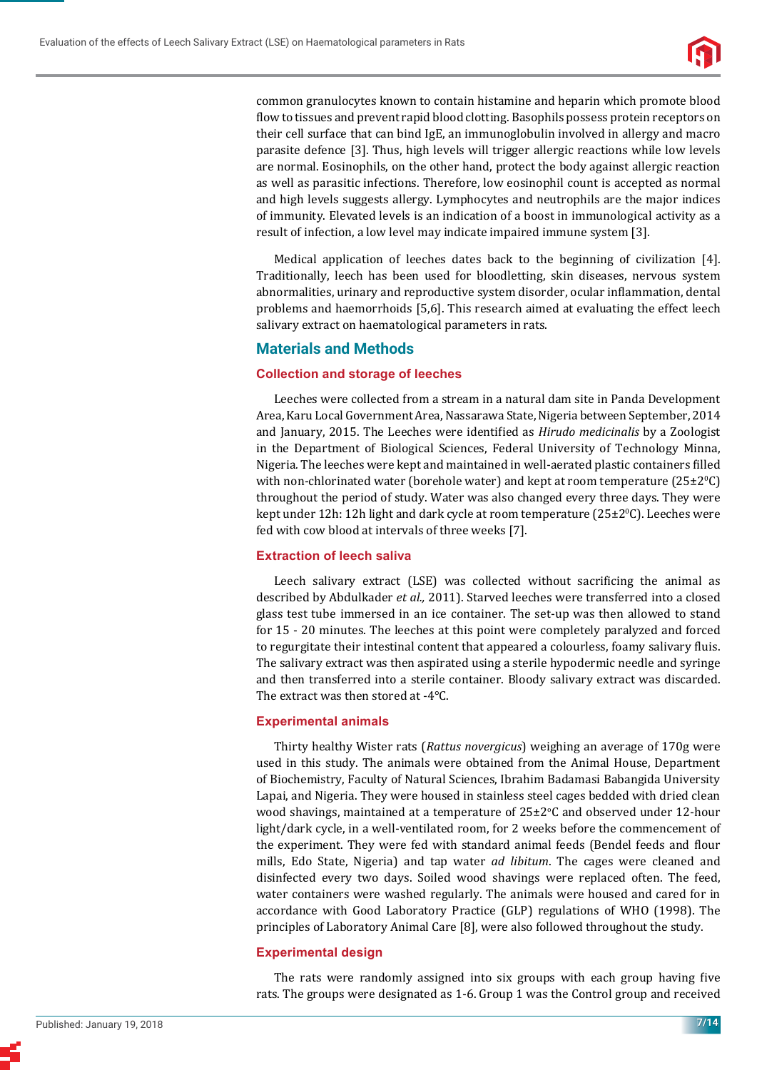common granulocytes known to contain histamine and heparin which promote blood flow to tissues and prevent rapid blood clotting. Basophils possess protein receptors on their cell surface that can bind IgE, an immunoglobulin involved in allergy and macro parasite defence [3]. Thus, high levels will trigger allergic reactions while low levels are normal. Eosinophils, on the other hand, protect the body against allergic reaction as well as parasitic infections. Therefore, low eosinophil count is accepted as normal and high levels suggests allergy. Lymphocytes and neutrophils are the major indices of immunity. Elevated levels is an indication of a boost in immunological activity as a result of infection, a low level may indicate impaired immune system [3].

Medical application of leeches dates back to the beginning of civilization [4]. Traditionally, leech has been used for bloodletting, skin diseases, nervous system abnormalities, urinary and reproductive system disorder, ocular inflammation, dental problems and haemorrhoids [5,6]. This research aimed at evaluating the effect leech salivary extract on haematological parameters in rats.

## Materials and Methods

### Collection and storage of leeches

Leeches were collected from a stream in a natural dam site in Panda Development Area, Karu Local Government Area, Nassarawa State, Nigeria between September, 2014 and January, 2015. The Leeches were identified as *Hirudo medicinalis* by a Zoologist in the Department of Biological Sciences, Federal University of Technology Minna, Nigeria. The leeches were kept and maintained in well-aerated plastic containers filled with non-chlorinated water (borehole water) and kept at room temperature (25±2$^0$C) throughout the period of study. Water was also changed every three days. They were kept under 12h: 12h light and dark cycle at room temperature (25±2$^0$C). Leeches were fed with cow blood at intervals of three weeks [7].

### Extraction of leech saliva

Leech salivary extract (LSE) was collected without sacrificing the animal as described by Abdulkader *et al.,* 2011). Starved leeches were transferred into a closed glass test tube immersed in an ice container. The set-up was then allowed to stand for 15 - 20 minutes. The leeches at this point were completely paralyzed and forced to regurgitate their intestinal content that appeared a colourless, foamy salivary fluis. The salivary extract was then aspirated using a sterile hypodermic needle and syringe and then transferred into a sterile container. Bloody salivary extract was discarded. The extract was then stored at -4°C.

### Experimental animals

Thirty healthy Wister rats (*Rattus novergicus*) weighing an average of 170g were used in this study. The animals were obtained from the Animal House, Department of Biochemistry, Faculty of Natural Sciences, Ibrahim Badamasi Babangida University Lapai, and Nigeria. They were housed in stainless steel cages bedded with dried clean wood shavings, maintained at a temperature of 25±2$^o$C and observed under 12-hour light/dark cycle, in a well-ventilated room, for 2 weeks before the commencement of the experiment. They were fed with standard animal feeds (Bendel feeds and flour mills, Edo State, Nigeria) and tap water *ad libitum*. The cages were cleaned and disinfected every two days. Soiled wood shavings were replaced often. The feed, water containers were washed regularly. The animals were housed and cared for in accordance with Good Laboratory Practice (GLP) regulations of WHO (1998). The principles of Laboratory Animal Care [8], were also followed throughout the study.

### Experimental design

The rats were randomly assigned into six groups with each group having five rats. The groups were designated as 1-6. Group 1 was the Control group and received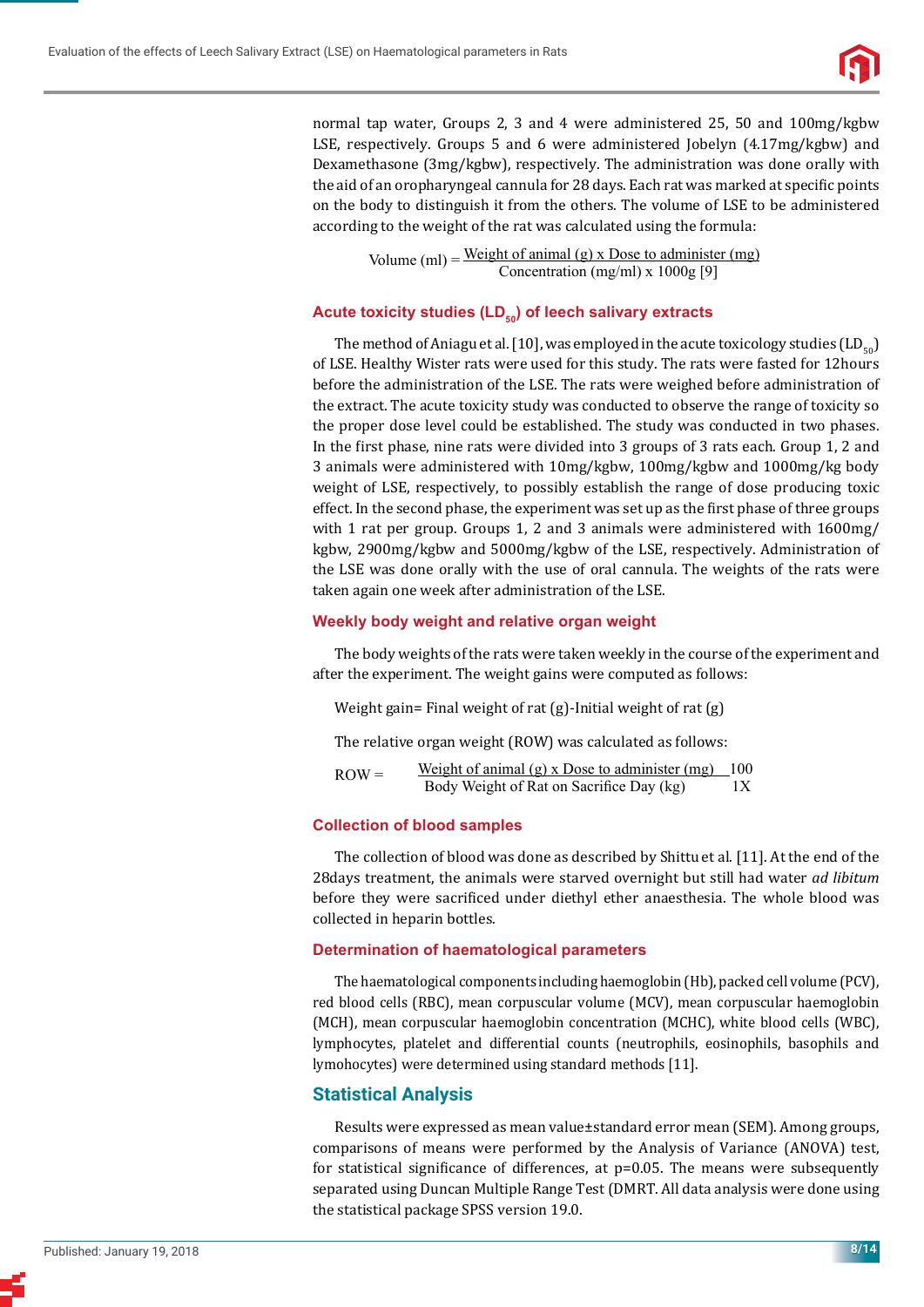normal tap water, Groups 2, 3 and 4 were administered 25, 50 and 100mg/kgbw LSE, respectively. Groups 5 and 6 were administered Jobelyn (4.17mg/kgbw) and Dexamethasone (3mg/kgbw), respectively. The administration was done orally with the aid of an oropharyngeal cannula for 28 days. Each rat was marked at specific points on the body to distinguish it from the others. The volume of LSE to be administered according to the weight of the rat was calculated using the formula:

$$\text{Volume (ml)} = \frac{\text{Weight of animal (g) x Dose to administer (mg)}}{\text{Concentration (mg/ml) x 1000g [9]}}$$

### Acute toxicity studies ($LD_{50}$) of leech salivary extracts

The method of Aniagu et al. [10], was employed in the acute toxicology studies ($LD_{50}$) of LSE. Healthy Wister rats were used for this study. The rats were fasted for 12hours before the administration of the LSE. The rats were weighed before administration of the extract. The acute toxicity study was conducted to observe the range of toxicity so the proper dose level could be established. The study was conducted in two phases. In the first phase, nine rats were divided into 3 groups of 3 rats each. Group 1, 2 and 3 animals were administered with 10mg/kgbw, 100mg/kgbw and 1000mg/kg body weight of LSE, respectively, to possibly establish the range of dose producing toxic effect. In the second phase, the experiment was set up as the first phase of three groups with 1 rat per group. Groups 1, 2 and 3 animals were administered with 1600mg/kgbw, 2900mg/kgbw and 5000mg/kgbw of the LSE, respectively. Administration of the LSE was done orally with the use of oral cannula. The weights of the rats were taken again one week after administration of the LSE.

### Weekly body weight and relative organ weight

The body weights of the rats were taken weekly in the course of the experiment and after the experiment. The weight gains were computed as follows:

Weight gain= Final weight of rat (g)-Initial weight of rat (g)

The relative organ weight (ROW) was calculated as follows:

$$\text{ROW} = \frac{\text{Weight of animal (g) x Dose to administer (mg)}}{\text{Body Weight of Rat on Sacrifice Day (kg)}} \frac{100}{1X}$$

### Collection of blood samples

The collection of blood was done as described by Shittu et al. [11]. At the end of the 28days treatment, the animals were starved overnight but still had water *ad libitum* before they were sacrificed under diethyl ether anaesthesia. The whole blood was collected in heparin bottles.

### Determination of haematological parameters

The haematological components including haemoglobin (Hb), packed cell volume (PCV), red blood cells (RBC), mean corpuscular volume (MCV), mean corpuscular haemoglobin (MCH), mean corpuscular haemoglobin concentration (MCHC), white blood cells (WBC), lymphocytes, platelet and differential counts (neutrophils, eosinophils, basophils and lymohocytes) were determined using standard methods [11].

## Statistical Analysis

Results were expressed as mean value±standard error mean (SEM). Among groups, comparisons of means were performed by the Analysis of Variance (ANOVA) test, for statistical significance of differences, at p=0.05. The means were subsequently separated using Duncan Multiple Range Test (DMRT. All data analysis were done using the statistical package SPSS version 19.0.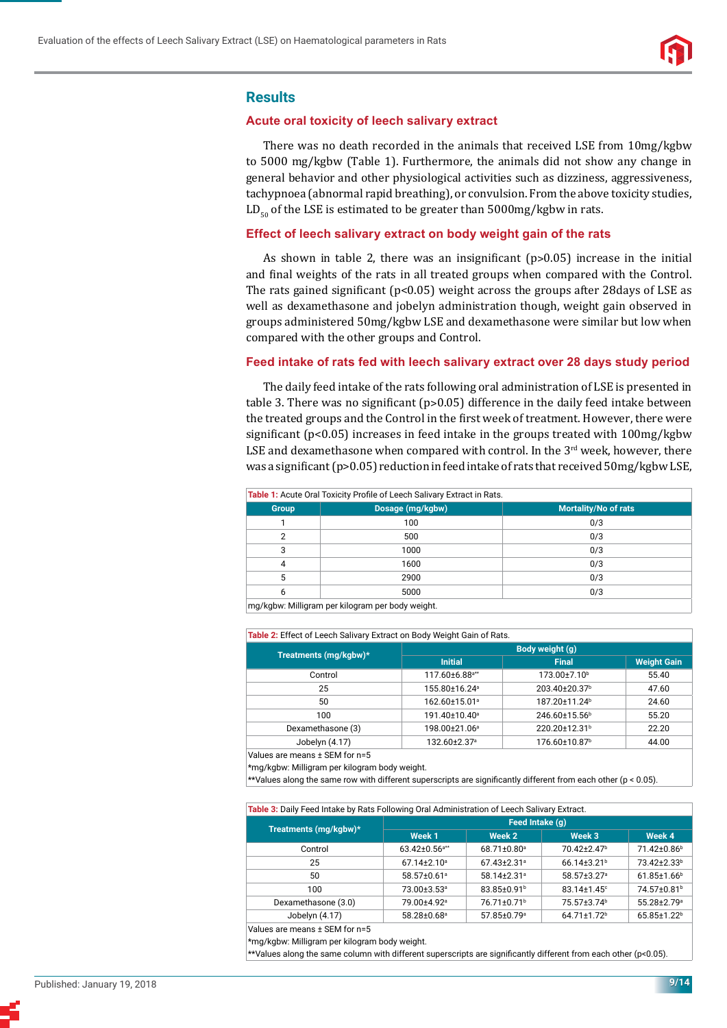## Results

### Acute oral toxicity of leech salivary extract

There was no death recorded in the animals that received LSE from 10mg/kgbw to 5000 mg/kgbw (Table 1). Furthermore, the animals did not show any change in general behavior and other physiological activities such as dizziness, aggressiveness, tachypnoea (abnormal rapid breathing), or convulsion. From the above toxicity studies, $LD_{50}$ of the LSE is estimated to be greater than 5000mg/kgbw in rats.

### Effect of leech salivary extract on body weight gain of the rats

As shown in table 2, there was an insignificant ($p>0.05$) increase in the initial and final weights of the rats in all treated groups when compared with the Control. The rats gained significant ($p<0.05$) weight across the groups after 28days of LSE as well as dexamethasone and jobelyn administration though, weight gain observed in groups administered 50mg/kgbw LSE and dexamethasone were similar but low when compared with the other groups and Control.

### Feed intake of rats fed with leech salivary extract over 28 days study period

The daily feed intake of the rats following oral administration of LSE is presented in table 3. There was no significant ($p>0.05$) difference in the daily feed intake between the treated groups and the Control in the first week of treatment. However, there were significant ($p<0.05$) increases in feed intake in the groups treated with 100mg/kgbw LSE and dexamethasone when compared with control. In the 3[rd] week, however, there was a significant ($p>0.05$) reduction in feed intake of rats that received 50mg/kgbw LSE,

**Table 1:** Acute Oral Toxicity Profile of Leech Salivary Extract in Rats.

| Group | Dosage (mg/kgbw) | Mortality/No of rats |
|---|---|---|
| 1 | 100 | 0/3 |
| 2 | 500 | 0/3 |
| 3 | 1000 | 0/3 |
| 4 | 1600 | 0/3 |
| 5 | 2900 | 0/3 |
| 6 | 5000 | 0/3 |

mg/kgbw: Milligram per kilogram per body weight.

**Table 2:** Effect of Leech Salivary Extract on Body Weight Gain of Rats.

| Treatments (mg/kgbw)* | Body weight (g) | | |
|---|---|---|---|
| | Initial | Final | Weight Gain |
| Control | 117.60±6.88[a**] | 173.00±7.10[b] | 55.40 |
| 25 | 155.80±16.24[a] | 203.40±20.37[b] | 47.60 |
| 50 | 162.60±15.01[a] | 187.20±11.24[b] | 24.60 |
| 100 | 191.40±10.40[a] | 246.60±15.56[b] | 55.20 |
| Dexamethasone (3) | 198.00±21.06[a] | 220.20±12.31[b] | 22.20 |
| Jobelyn (4.17) | 132.60±2.37[a] | 176.60±10.87[b] | 44.00 |

Values are means ± SEM for n=5

*mg/kgbw: Milligram per kilogram body weight.

**Values along the same row with different superscripts are significantly different from each other ($p < 0.05$).

**Table 3:** Daily Feed Intake by Rats Following Oral Administration of Leech Salivary Extract.

| Treatments (mg/kgbw)* | Feed Intake (g) | | | |
|---|---|---|---|---|
| | Week 1 | Week 2 | Week 3 | Week 4 |
| Control | 63.42±0.56[a**] | 68.71±0.80[a] | 70.42±2.47[b] | 71.42±0.86[b] |
| 25 | 67.14±2.10[a] | 67.43±2.31[a] | 66.14±3.21[b] | 73.42±2.33[b] |
| 50 | 58.57±0.61[a] | 58.14±2.31[a] | 58.57±3.27[a] | 61.85±1.66[b] |
| 100 | 73.00±3.53[a] | 83.85±0.91[b] | 83.14±1.45[c] | 74.57±0.81[b] |
| Dexamethasone (3.0) | 79.00±4.92[a] | 76.71±0.71[b] | 75.57±3.74[b] | 55.28±2.79[a] |
| Jobelyn (4.17) | 58.28±0.68[a] | 57.85±0.79[a] | 64.71±1.72[b] | 65.85±1.22[b] |

Values are means ± SEM for n=5

*mg/kgbw: Milligram per kilogram body weight.

**Values along the same column with different superscripts are significantly different from each other ($p<0.05$).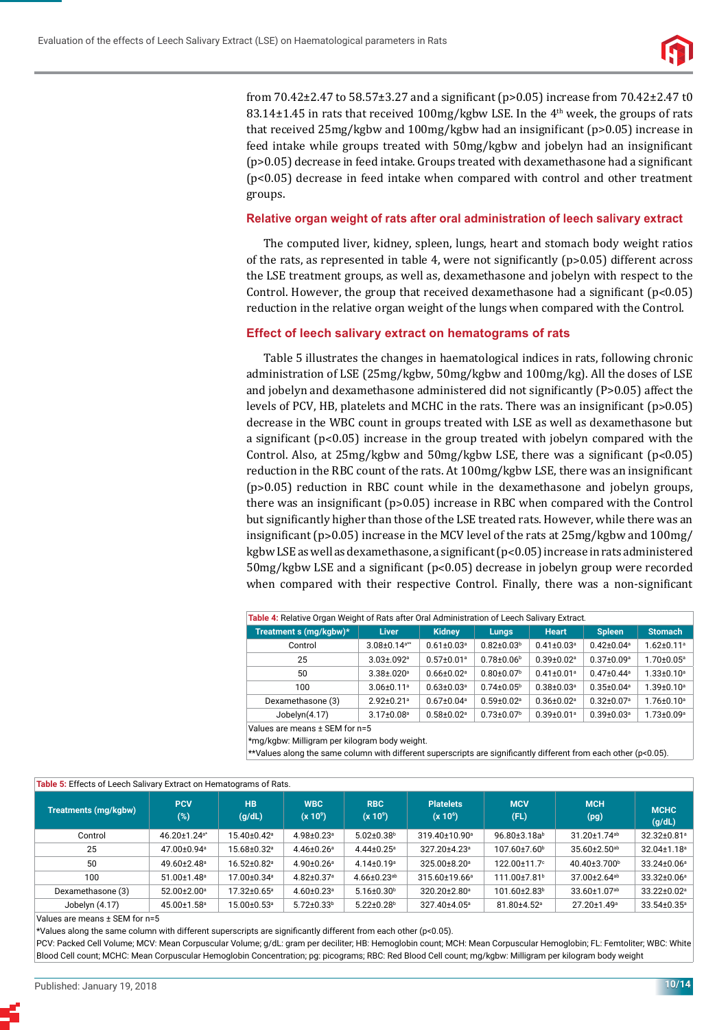from 70.42±2.47 to 58.57±3.27 and a significant (p>0.05) increase from 70.42±2.47 t0 83.14±1.45 in rats that received 100mg/kgbw LSE. In the 4th week, the groups of rats that received 25mg/kgbw and 100mg/kgbw had an insignificant (p>0.05) increase in feed intake while groups treated with 50mg/kgbw and jobelyn had an insignificant (p>0.05) decrease in feed intake. Groups treated with dexamethasone had a significant (p<0.05) decrease in feed intake when compared with control and other treatment groups.

## Relative organ weight of rats after oral administration of leech salivary extract

The computed liver, kidney, spleen, lungs, heart and stomach body weight ratios of the rats, as represented in table 4, were not significantly (p>0.05) different across the LSE treatment groups, as well as, dexamethasone and jobelyn with respect to the Control. However, the group that received dexamethasone had a significant (p<0.05) reduction in the relative organ weight of the lungs when compared with the Control.

## Effect of leech salivary extract on hematograms of rats

Table 5 illustrates the changes in haematological indices in rats, following chronic administration of LSE (25mg/kgbw, 50mg/kgbw and 100mg/kg). All the doses of LSE and jobelyn and dexamethasone administered did not significantly (P>0.05) affect the levels of PCV, HB, platelets and MCHC in the rats. There was an insignificant (p>0.05) decrease in the WBC count in groups treated with LSE as well as dexamethasone but a significant (p<0.05) increase in the group treated with jobelyn compared with the Control. Also, at 25mg/kgbw and 50mg/kgbw LSE, there was a significant (p<0.05) reduction in the RBC count of the rats. At 100mg/kgbw LSE, there was an insignificant (p>0.05) reduction in RBC count while in the dexamethasone and jobelyn groups, there was an insignificant (p>0.05) increase in RBC when compared with the Control but significantly higher than those of the LSE treated rats. However, while there was an insignificant (p>0.05) increase in the MCV level of the rats at 25mg/kgbw and 100mg/kgbw LSE as well as dexamethasone, a significant (p<0.05) increase in rats administered 50mg/kgbw LSE and a significant (p<0.05) decrease in jobelyn group were recorded when compared with their respective Control. Finally, there was a non-significant

**Table 4:** Relative Organ Weight of Rats after Oral Administration of Leech Salivary Extract.

| Treatment s (mg/kgbw)* | Liver | Kidney | Lungs | Heart | Spleen | Stomach |
|---|---|---|---|---|---|---|
| Control | 3.08±0.14[a**] | 0.61±0.03[a] | 0.82±0.03[b] | 0.41±0.03[a] | 0.42±0.04[a] | 1.62±0.11[a] |
| 25 | 3.03±.092[a] | 0.57±0.01[a] | 0.78±0.06[b] | 0.39±0.02[a] | 0.37±0.09[a] | 1.70±0.05[a] |
| 50 | 3.38±.020[a] | 0.66±0.02[a] | 0.80±0.07[b] | 0.41±0.01[a] | 0.47±0.44[a] | 1.33±0.10[a] |
| 100 | 3.06±0.11[a] | 0.63±0.03[a] | 0.74±0.05[b] | 0.38±0.03[a] | 0.35±0.04[a] | 1.39±0.10[a] |
| Dexamethasone (3) | 2.92±0.21[a] | 0.67±0.04[a] | 0.59±0.02[a] | 0.36±0.02[a] | 0.32±0.07[a] | 1.76±0.10[a] |
| Jobelyn(4.17) | 3.17±0.08[a] | 0.58±0.02[a] | 0.73±0.07[b] | 0.39±0.01[a] | 0.39±0.03[a] | 1.73±0.09[a] |

Values are means ± SEM for n=5

*mg/kgbw: Milligram per kilogram body weight.

**Values along the same column with different superscripts are significantly different from each other (p<0.05).

**Table 5:** Effects of Leech Salivary Extract on Hematograms of Rats.

| Treatments (mg/kgbw) | PCV (%) | HB (g/dL) | WBC (x $10^9$) | RBC (x $10^9$) | Platelets (x $10^6$) | MCV (FL) | MCH (pg) | MCHC (g/dL) |
|---|---|---|---|---|---|---|---|---|
| Control | 46.20±1.24[a*] | 15.40±0.42[a] | 4.98±0.23[a] | 5.02±0.38[b] | 319.40±10.90[a] | 96.80±3.18a[b] | 31.20±1.74[ab] | 32.32±0.81[a] |
| 25 | 47.00±0.94[a] | 15.68±0.32[a] | 4.46±0.26[a] | 4.44±0.25[a] | 327.20±4.23[a] | 107.60±7.60[b] | 35.60±2.50[ab] | 32.04±1.18[a] |
| 50 | 49.60±2.48[a] | 16.52±0.82[a] | 4.90±0.26[a] | 4.14±0.19[a] | 325.00±8.20[a] | 122.00±11.7[c] | 40.40±3.700[b] | 33.24±0.06[a] |
| 100 | 51.00±1.48[a] | 17.00±0.34[a] | 4.82±0.37[a] | 4.66±0.23[ab] | 315.60±19.66[a] | 111.00±7.81[b] | 37.00±2.64[ab] | 33.32±0.06[a] |
| Dexamethasone (3) | 52.00±2.00[a] | 17.32±0.65[a] | 4.60±0.23[a] | 5.16±0.30[b] | 320.20±2.80[a] | 101.60±2.83[b] | 33.60±1.07[ab] | 33.22±0.02[a] |
| Jobelyn (4.17) | 45.00±1.58[a] | 15.00±0.53[a] | 5.72±0.33[b] | 5.22±0.28[b] | 327.40±4.05[a] | 81.80±4.52[a] | 27.20±1.49[a] | 33.54±0.35[a] |

Values are means ± SEM for n=5

*Values along the same column with different superscripts are significantly different from each other (p<0.05).

PCV: Packed Cell Volume; MCV: Mean Corpuscular Volume; g/dL: gram per deciliter; HB: Hemoglobin count; MCH: Mean Corpuscular Hemoglobin; FL: Femtoliter; WBC: White Blood Cell count; MCHC: Mean Corpuscular Hemoglobin Concentration; pg: picograms; RBC: Red Blood Cell count; mg/kgbw: Milligram per kilogram body weight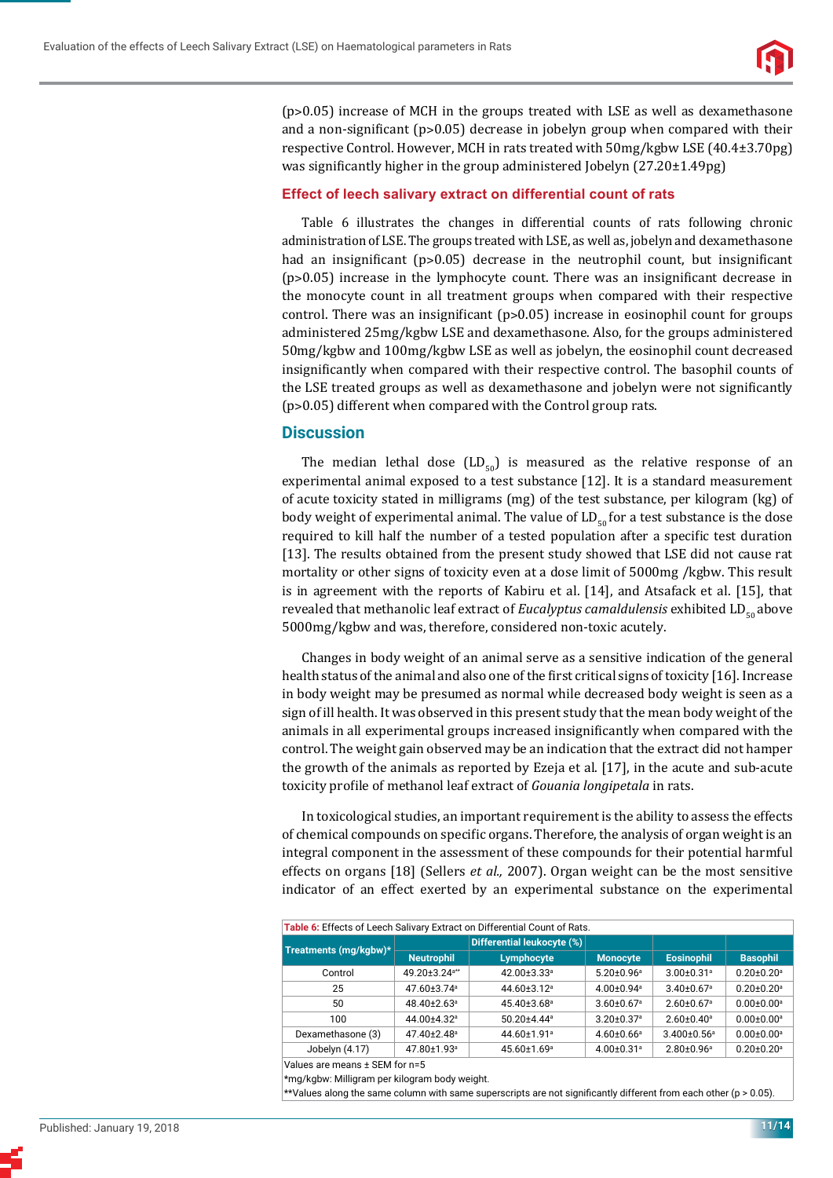(p>0.05) increase of MCH in the groups treated with LSE as well as dexamethasone and a non-significant (p>0.05) decrease in jobelyn group when compared with their respective Control. However, MCH in rats treated with 50mg/kgbw LSE (40.4±3.70pg) was significantly higher in the group administered Jobelyn (27.20±1.49pg)

### Effect of leech salivary extract on differential count of rats

Table 6 illustrates the changes in differential counts of rats following chronic administration of LSE. The groups treated with LSE, as well as, jobelyn and dexamethasone had an insignificant (p>0.05) decrease in the neutrophil count, but insignificant (p>0.05) increase in the lymphocyte count. There was an insignificant decrease in the monocyte count in all treatment groups when compared with their respective control. There was an insignificant (p>0.05) increase in eosinophil count for groups administered 25mg/kgbw LSE and dexamethasone. Also, for the groups administered 50mg/kgbw and 100mg/kgbw LSE as well as jobelyn, the eosinophil count decreased insignificantly when compared with their respective control. The basophil counts of the LSE treated groups as well as dexamethasone and jobelyn were not significantly (p>0.05) different when compared with the Control group rats.

## Discussion

The median lethal dose ($LD_{50}$) is measured as the relative response of an experimental animal exposed to a test substance [12]. It is a standard measurement of acute toxicity stated in milligrams (mg) of the test substance, per kilogram (kg) of body weight of experimental animal. The value of $LD_{50}$ for a test substance is the dose required to kill half the number of a tested population after a specific test duration [13]. The results obtained from the present study showed that LSE did not cause rat mortality or other signs of toxicity even at a dose limit of 5000mg /kgbw. This result is in agreement with the reports of Kabiru et al. [14], and Atsafack et al. [15], that revealed that methanolic leaf extract of *Eucalyptus camaldulensis* exhibited $LD_{50}$ above 5000mg/kgbw and was, therefore, considered non-toxic acutely.

Changes in body weight of an animal serve as a sensitive indication of the general health status of the animal and also one of the first critical signs of toxicity [16]. Increase in body weight may be presumed as normal while decreased body weight is seen as a sign of ill health. It was observed in this present study that the mean body weight of the animals in all experimental groups increased insignificantly when compared with the control. The weight gain observed may be an indication that the extract did not hamper the growth of the animals as reported by Ezeja et al. [17], in the acute and sub-acute toxicity profile of methanol leaf extract of *Gouania longipetala* in rats.

In toxicological studies, an important requirement is the ability to assess the effects of chemical compounds on specific organs. Therefore, the analysis of organ weight is an integral component in the assessment of these compounds for their potential harmful effects on organs [18] (Sellers *et al.,* 2007). Organ weight can be the most sensitive indicator of an effect exerted by an experimental substance on the experimental

**Table 6:** Effects of Leech Salivary Extract on Differential Count of Rats.

| Treatments (mg/kgbw)* | Differential leukocyte (%) | | | | |
|---|---|---|---|---|---|
| | Neutrophil | Lymphocyte | Monocyte | Eosinophil | Basophil |
| Control | 49.20±3.24[a**] | 42.00±3.33[a] | 5.20±0.96[a] | 3.00±0.31[a] | 0.20±0.20[a] |
| 25 | 47.60±3.74[a] | 44.60±3.12[a] | 4.00±0.94[a] | 3.40±0.67[a] | 0.20±0.20[a] |
| 50 | 48.40±2.63[a] | 45.40±3.68[a] | 3.60±0.67[a] | 2.60±0.67[a] | 0.00±0.00[a] |
| 100 | 44.00±4.32[a] | 50.20±4.44[a] | 3.20±0.37[a] | 2.60±0.40[a] | 0.00±0.00[a] |
| Dexamethasone (3) | 47.40±2.48[a] | 44.60±1.91[a] | 4.60±0.66[a] | 3.400±0.56[a] | 0.00±0.00[a] |
| Jobelyn (4.17) | 47.80±1.93[a] | 45.60±1.69[a] | 4.00±0.31[a] | 2.80±0.96[a] | 0.20±0.20[a] |

Values are means ± SEM for n=5

*mg/kgbw: Milligram per kilogram body weight.

**Values along the same column with same superscripts are not significantly different from each other (p > 0.05).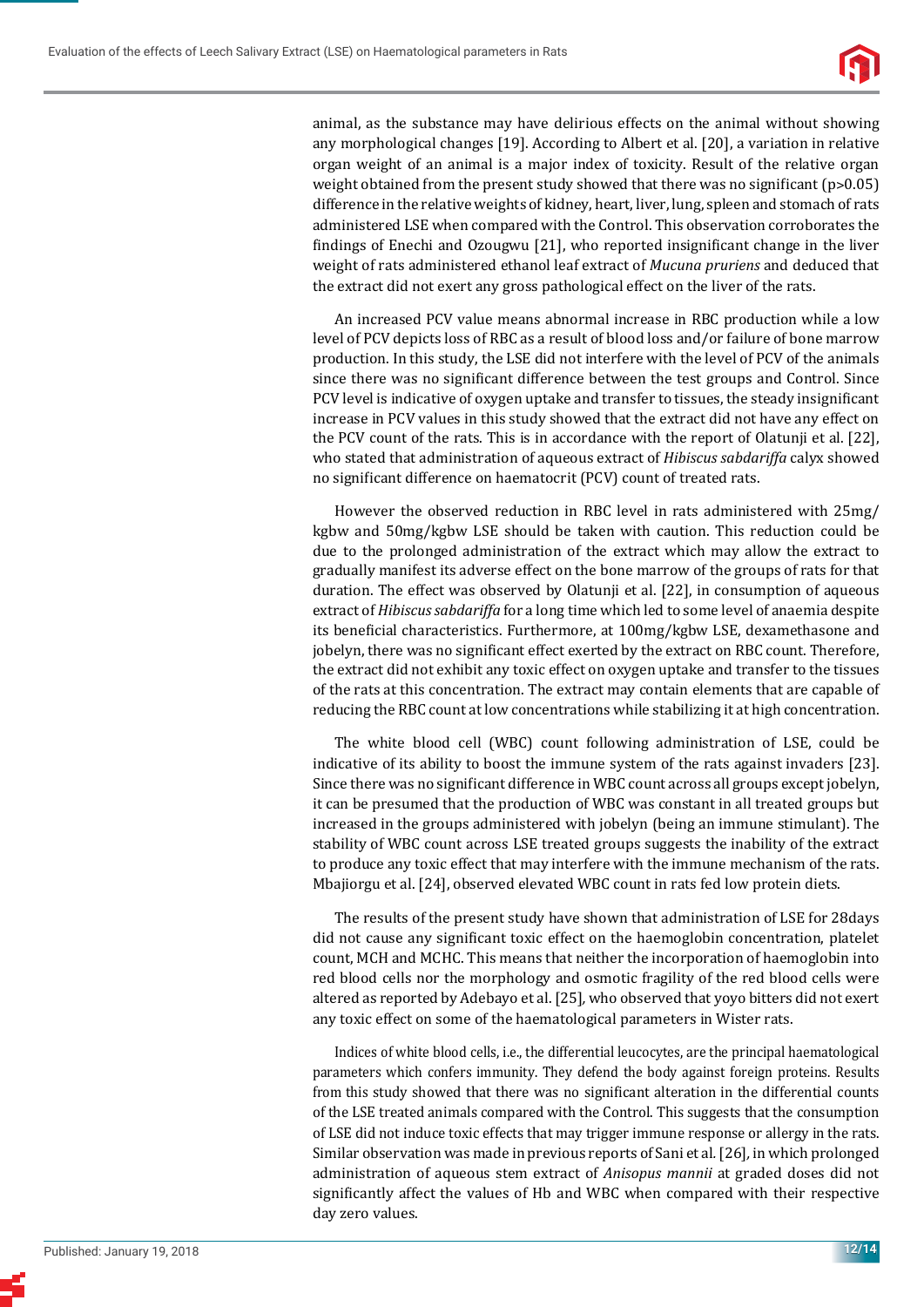animal, as the substance may have delirious effects on the animal without showing any morphological changes [19]. According to Albert et al. [20], a variation in relative organ weight of an animal is a major index of toxicity. Result of the relative organ weight obtained from the present study showed that there was no significant ($p>0.05$) difference in the relative weights of kidney, heart, liver, lung, spleen and stomach of rats administered LSE when compared with the Control. This observation corroborates the findings of Enechi and Ozougwu [21], who reported insignificant change in the liver weight of rats administered ethanol leaf extract of *Mucuna pruriens* and deduced that the extract did not exert any gross pathological effect on the liver of the rats.

An increased PCV value means abnormal increase in RBC production while a low level of PCV depicts loss of RBC as a result of blood loss and/or failure of bone marrow production. In this study, the LSE did not interfere with the level of PCV of the animals since there was no significant difference between the test groups and Control. Since PCV level is indicative of oxygen uptake and transfer to tissues, the steady insignificant increase in PCV values in this study showed that the extract did not have any effect on the PCV count of the rats. This is in accordance with the report of Olatunji et al. [22], who stated that administration of aqueous extract of *Hibiscus sabdariffa* calyx showed no significant difference on haematocrit (PCV) count of treated rats.

However the observed reduction in RBC level in rats administered with 25mg/kgbw and 50mg/kgbw LSE should be taken with caution. This reduction could be due to the prolonged administration of the extract which may allow the extract to gradually manifest its adverse effect on the bone marrow of the groups of rats for that duration. The effect was observed by Olatunji et al. [22], in consumption of aqueous extract of *Hibiscus sabdariffa* for a long time which led to some level of anaemia despite its beneficial characteristics. Furthermore, at 100mg/kgbw LSE, dexamethasone and jobelyn, there was no significant effect exerted by the extract on RBC count. Therefore, the extract did not exhibit any toxic effect on oxygen uptake and transfer to the tissues of the rats at this concentration. The extract may contain elements that are capable of reducing the RBC count at low concentrations while stabilizing it at high concentration.

The white blood cell (WBC) count following administration of LSE, could be indicative of its ability to boost the immune system of the rats against invaders [23]. Since there was no significant difference in WBC count across all groups except jobelyn, it can be presumed that the production of WBC was constant in all treated groups but increased in the groups administered with jobelyn (being an immune stimulant). The stability of WBC count across LSE treated groups suggests the inability of the extract to produce any toxic effect that may interfere with the immune mechanism of the rats. Mbajiorgu et al. [24], observed elevated WBC count in rats fed low protein diets.

The results of the present study have shown that administration of LSE for 28days did not cause any significant toxic effect on the haemoglobin concentration, platelet count, MCH and MCHC. This means that neither the incorporation of haemoglobin into red blood cells nor the morphology and osmotic fragility of the red blood cells were altered as reported by Adebayo et al. [25], who observed that yoyo bitters did not exert any toxic effect on some of the haematological parameters in Wister rats.

Indices of white blood cells, i.e., the differential leucocytes, are the principal haematological parameters which confers immunity. They defend the body against foreign proteins. Results from this study showed that there was no significant alteration in the differential counts of the LSE treated animals compared with the Control. This suggests that the consumption of LSE did not induce toxic effects that may trigger immune response or allergy in the rats. Similar observation was made in previous reports of Sani et al. [26], in which prolonged administration of aqueous stem extract of *Anisopus mannii* at graded doses did not significantly affect the values of Hb and WBC when compared with their respective day zero values.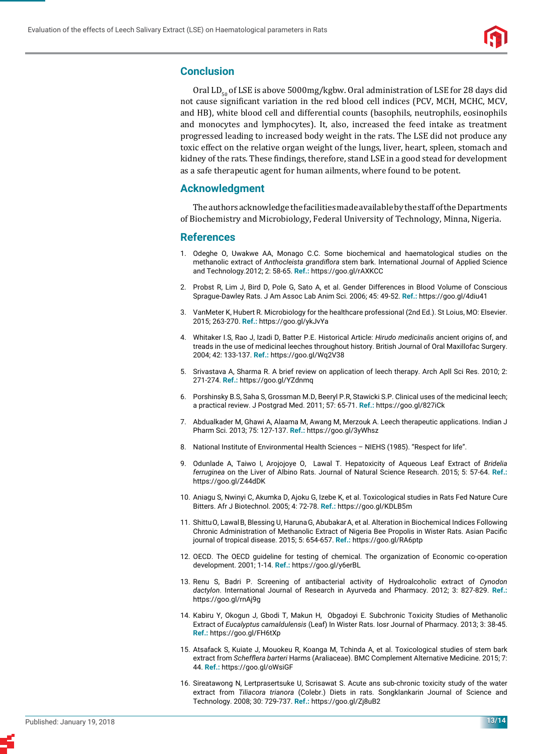## Conclusion

Oral $LD_{50}$ of LSE is above 5000mg/kgbw. Oral administration of LSE for 28 days did not cause significant variation in the red blood cell indices (PCV, MCH, MCHC, MCV, and HB), white blood cell and differential counts (basophils, neutrophils, eosinophils and monocytes and lymphocytes). It, also, increased the feed intake as treatment progressed leading to increased body weight in the rats. The LSE did not produce any toxic effect on the relative organ weight of the lungs, liver, heart, spleen, stomach and kidney of the rats. These findings, therefore, stand LSE in a good stead for development as a safe therapeutic agent for human ailments, where found to be potent.

## Acknowledgment

The authors acknowledge the facilities made available by the staff of the Departments of Biochemistry and Microbiology, Federal University of Technology, Minna, Nigeria.

## References

1. Odeghe O, Uwakwe AA, Monago C.C. Some biochemical and haematological studies on the methanolic extract of *Anthocleista grandiflora* stem bark. International Journal of Applied Science and Technology.2012; 2: 58-65. **Ref.:** https://goo.gl/rAXKCC
2. Probst R, Lim J, Bird D, Pole G, Sato A, et al. Gender Differences in Blood Volume of Conscious Sprague-Dawley Rats. J Am Assoc Lab Anim Sci. 2006; 45: 49-52. **Ref.:** https://goo.gl/4diu41
3. VanMeter K, Hubert R. Microbiology for the healthcare professional (2nd Ed.). St Loius, MO: Elsevier. 2015; 263-270. **Ref.:** https://goo.gl/ykJvYa
4. Whitaker I.S, Rao J, Izadi D, Batter P.E. Historical Article: *Hirudo medicinalis* ancient origins of, and treads in the use of medicinal leeches throughout history. British Journal of Oral Maxillofac Surgery. 2004; 42: 133-137. **Ref.:** https://goo.gl/Wq2V38
5. Srivastava A, Sharma R. A brief review on application of leech therapy. Arch Apll Sci Res. 2010; 2: 271-274. **Ref.:** https://goo.gl/YZdnmq
6. Porshinsky B.S, Saha S, Grossman M.D, Beeryl P.R, Stawicki S.P. Clinical uses of the medicinal leech; a practical review. J Postgrad Med. 2011; 57: 65-71. **Ref.:** https://goo.gl/827iCk
7. Abdualkader M, Ghawi A, Alaama M, Awang M, Merzouk A. Leech therapeutic applications. Indian J Pharm Sci. 2013; 75: 127-137. **Ref.:** https://goo.gl/3yWhsz
8. National Institute of Environmental Health Sciences – NIEHS (1985). "Respect for life".
9. Odunlade A, Taiwo I, Arojojoye O, Lawal T. Hepatoxicity of Aqueous Leaf Extract of *Bridelia ferruginea* on the Liver of Albino Rats. Journal of Natural Science Research. 2015; 5: 57-64. **Ref.:** https://goo.gl/Z44dDK
10. Aniagu S, Nwinyi C, Akumka D, Ajoku G, Izebe K, et al. Toxicological studies in Rats Fed Nature Cure Bitters. Afr J Biotechnol. 2005; 4: 72-78. **Ref.:** https://goo.gl/KDLB5m
11. Shittu O, Lawal B, Blessing U, Haruna G, Abubakar A, et al. Alteration in Biochemical Indices Following Chronic Administration of Methanolic Extract of Nigeria Bee Propolis in Wister Rats. Asian Pacific journal of tropical disease. 2015; 5: 654-657. **Ref.:** https://goo.gl/RA6ptp
12. OECD. The OECD guideline for testing of chemical. The organization of Economic co-operation development. 2001; 1-14. **Ref.:** https://goo.gl/y6erBL
13. Renu S, Badri P. Screening of antibacterial activity of Hydroalcoholic extract of *Cynodon dactylon*. International Journal of Research in Ayurveda and Pharmacy. 2012; 3: 827-829. **Ref.:** https://goo.gl/rnAj9g
14. Kabiru Y, Okogun J, Gbodi T, Makun H, Obgadoyi E. Subchronic Toxicity Studies of Methanolic Extract of *Eucalyptus camaldulensis* (Leaf) In Wister Rats. Iosr Journal of Pharmacy. 2013; 3: 38-45. **Ref.:** https://goo.gl/FH6tXp
15. Atsafack S, Kuiate J, Mouokeu R, Koanga M, Tchinda A, et al. Toxicological studies of stem bark extract from *Schefflera barteri* Harms (Araliaceae). BMC Complement Alternative Medicine. 2015; 7: 44. **Ref.:** https://goo.gl/oWsiGF
16. Sireatawong N, Lertprasertsuke U, Scrisawat S. Acute ans sub-chronic toxicity study of the water extract from *Tiliacora trianora* (Colebr.) Diets in rats. Songklankarin Journal of Science and Technology. 2008; 30: 729-737. **Ref.:** https://goo.gl/Zj8uB2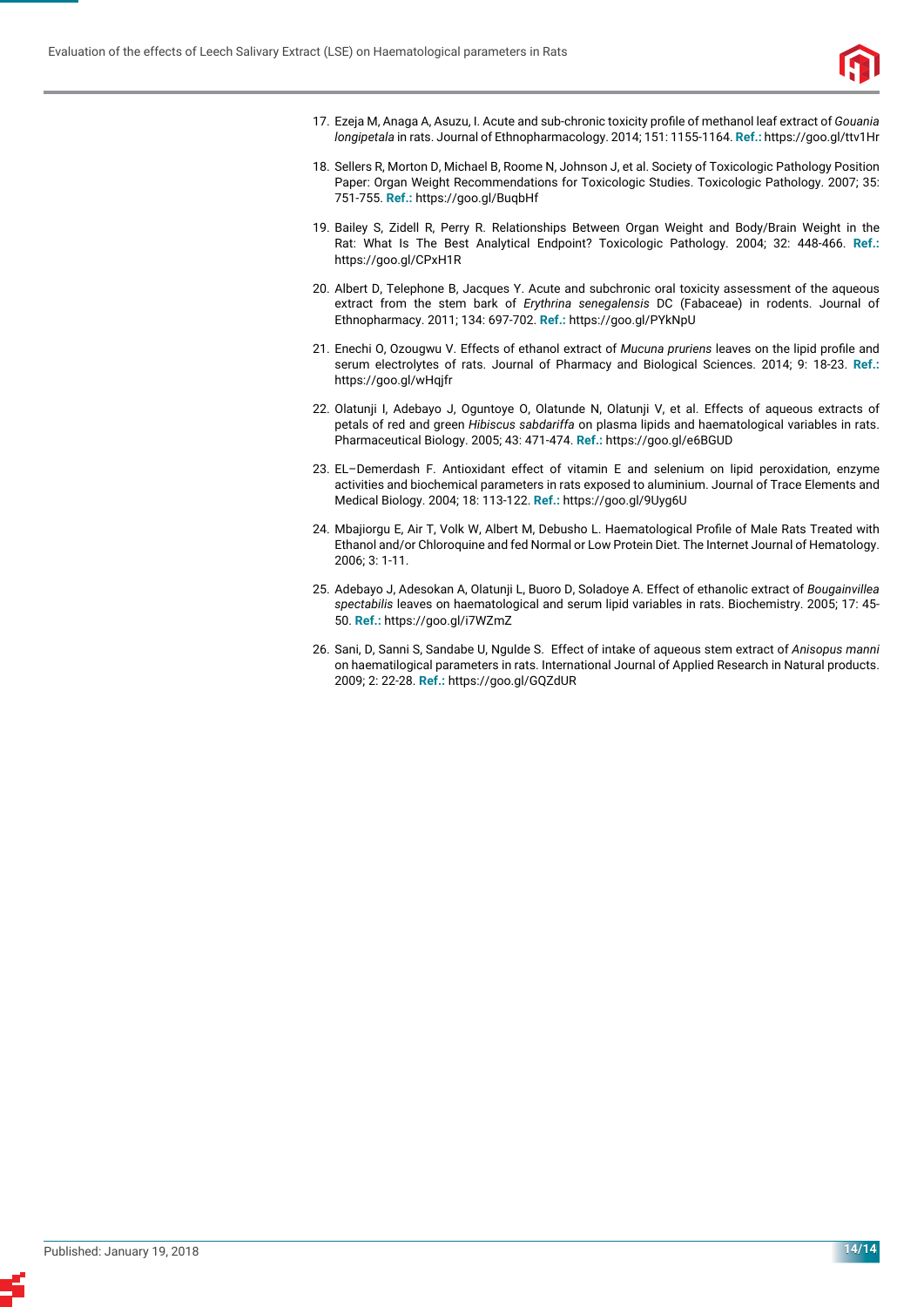17. Ezeja M, Anaga A, Asuzu, I. Acute and sub-chronic toxicity profile of methanol leaf extract of *Gouania longipetala* in rats. Journal of Ethnopharmacology. 2014; 151: 1155-1164. **Ref.:** https://goo.gl/ttv1Hr

18. Sellers R, Morton D, Michael B, Roome N, Johnson J, et al. Society of Toxicologic Pathology Position Paper: Organ Weight Recommendations for Toxicologic Studies. Toxicologic Pathology. 2007; 35: 751-755. **Ref.:** https://goo.gl/BuqbHf

19. Bailey S, Zidell R, Perry R. Relationships Between Organ Weight and Body/Brain Weight in the Rat: What Is The Best Analytical Endpoint? Toxicologic Pathology. 2004; 32: 448-466. **Ref.:** https://goo.gl/CPxH1R

20. Albert D, Telephone B, Jacques Y. Acute and subchronic oral toxicity assessment of the aqueous extract from the stem bark of *Erythrina senegalensis* DC (Fabaceae) in rodents. Journal of Ethnopharmacy. 2011; 134: 697-702. **Ref.:** https://goo.gl/PYkNpU

21. Enechi O, Ozougwu V. Effects of ethanol extract of *Mucuna pruriens* leaves on the lipid profile and serum electrolytes of rats. Journal of Pharmacy and Biological Sciences. 2014; 9: 18-23. **Ref.:** https://goo.gl/wHqjfr

22. Olatunji I, Adebayo J, Oguntoye O, Olatunde N, Olatunji V, et al. Effects of aqueous extracts of petals of red and green *Hibiscus sabdariffa* on plasma lipids and haematological variables in rats. Pharmaceutical Biology. 2005; 43: 471-474. **Ref.:** https://goo.gl/e6BGUD

23. EL–Demerdash F. Antioxidant effect of vitamin E and selenium on lipid peroxidation, enzyme activities and biochemical parameters in rats exposed to aluminium. Journal of Trace Elements and Medical Biology. 2004; 18: 113-122. **Ref.:** https://goo.gl/9Uyg6U

24. Mbajiorgu E, Air T, Volk W, Albert M, Debusho L. Haematological Profile of Male Rats Treated with Ethanol and/or Chloroquine and fed Normal or Low Protein Diet. The Internet Journal of Hematology. 2006; 3: 1-11.

25. Adebayo J, Adesokan A, Olatunji L, Buoro D, Soladoye A. Effect of ethanolic extract of *Bougainvillea spectabilis* leaves on haematological and serum lipid variables in rats. Biochemistry. 2005; 17: 45-50. **Ref.:** https://goo.gl/i7WZmZ

26. Sani, D, Sanni S, Sandabe U, Ngulde S. Effect of intake of aqueous stem extract of *Anisopus manni* on haematilogical parameters in rats. International Journal of Applied Research in Natural products. 2009; 2: 22-28. **Ref.:** https://goo.gl/GQZdUR